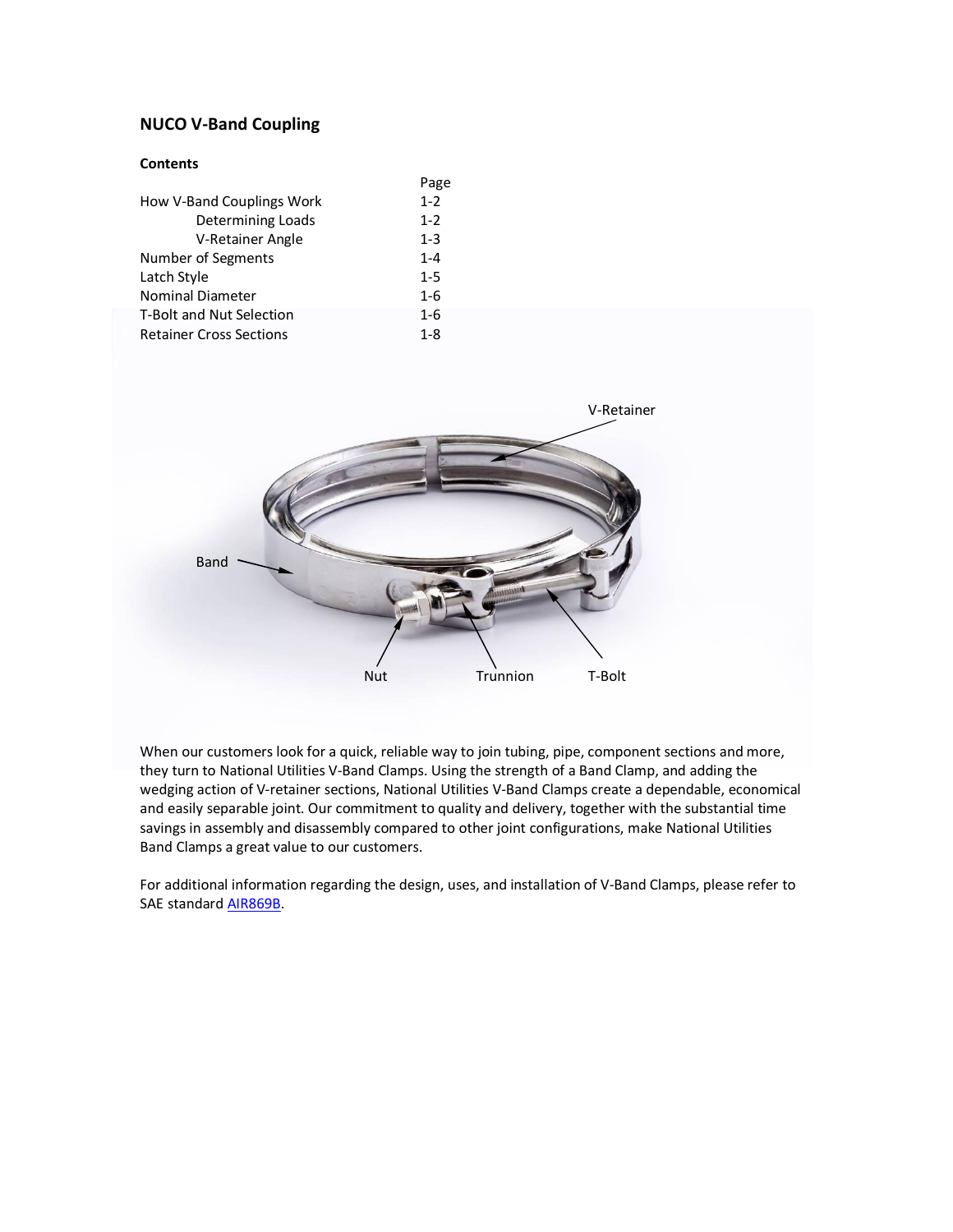# NUCO V-Band Coupling

**Contents**

| | Page |
|---|---|
| How V-Band Couplings Work | 1-2 |
| Determining Loads | 1-2 |
| V-Retainer Angle | 1-3 |
| Number of Segments | 1-4 |
| Latch Style | 1-5 |
| Nominal Diameter | 1-6 |
| T-Bolt and Nut Selection | 1-6 |
| Retainer Cross Sections | 1-8 |

V-Retainer

Band

Nut

Trunnion

T-Bolt

When our customers look for a quick, reliable way to join tubing, pipe, component sections and more, they turn to National Utilities V-Band Clamps. Using the strength of a Band Clamp, and adding the wedging action of V-retainer sections, National Utilities V-Band Clamps create a dependable, economical and easily separable joint. Our commitment to quality and delivery, together with the substantial time savings in assembly and disassembly compared to other joint configurations, make National Utilities Band Clamps a great value to our customers.

For additional information regarding the design, uses, and installation of V-Band Clamps, please refer to SAE standard AIR869B.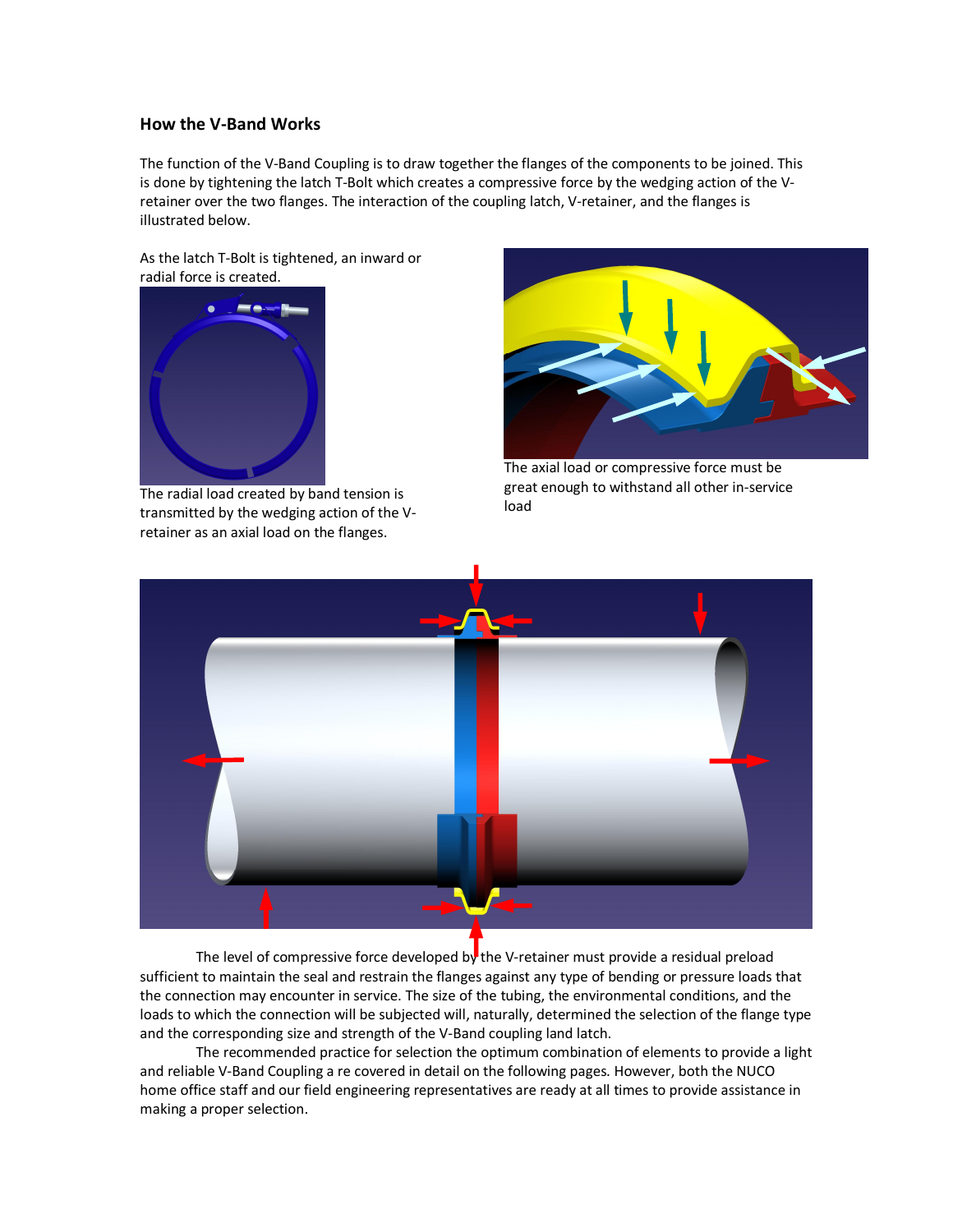## How the V-Band Works

The function of the V-Band Coupling is to draw together the flanges of the components to be joined. This is done by tightening the latch T-Bolt which creates a compressive force by the wedging action of the V-retainer over the two flanges. The interaction of the coupling latch, V-retainer, and the flanges is illustrated below.

As the latch T-Bolt is tightened, an inward or radial force is created.

The radial load created by band tension is transmitted by the wedging action of the V-retainer as an axial load on the flanges.

The axial load or compressive force must be great enough to withstand all other in-service load

The level of compressive force developed by the V-retainer must provide a residual preload sufficient to maintain the seal and restrain the flanges against any type of bending or pressure loads that the connection may encounter in service. The size of the tubing, the environmental conditions, and the loads to which the connection will be subjected will, naturally, determined the selection of the flange type and the corresponding size and strength of the V-Band coupling land latch.

The recommended practice for selection the optimum combination of elements to provide a light and reliable V-Band Coupling a re covered in detail on the following pages. However, both the NUCO home office staff and our field engineering representatives are ready at all times to provide assistance in making a proper selection.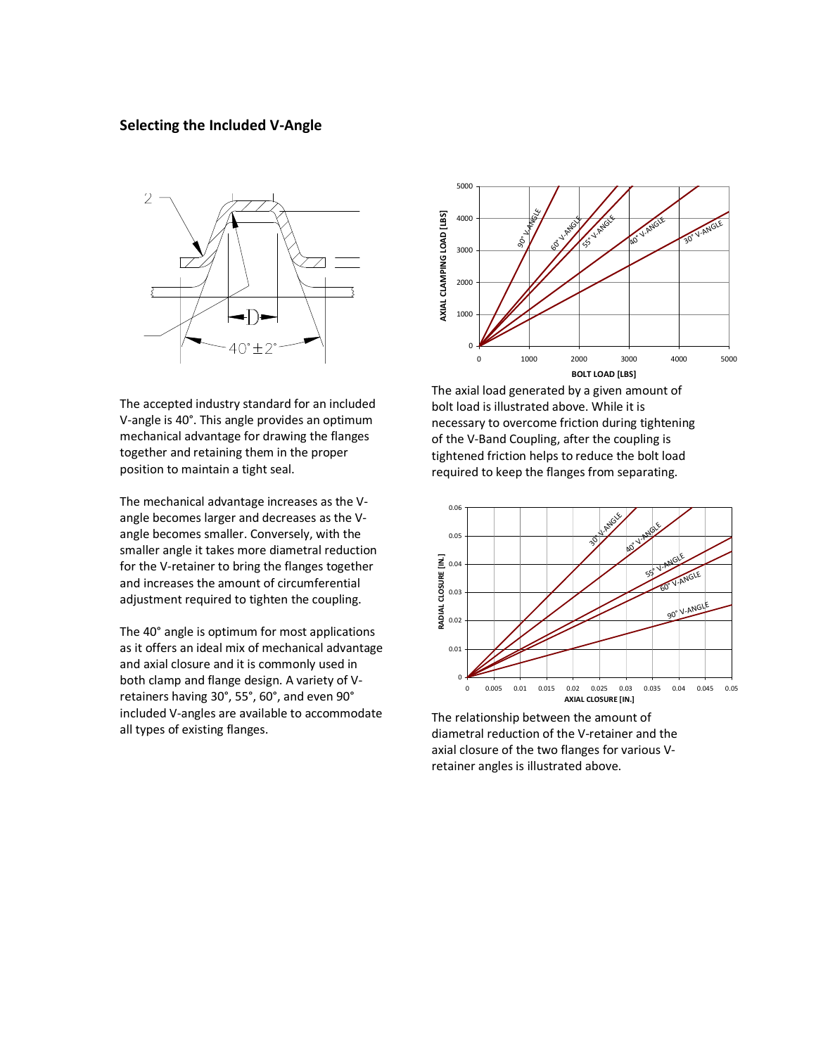## Selecting the Included V-Angle

The accepted industry standard for an included V-angle is 40°. This angle provides an optimum mechanical advantage for drawing the flanges together and retaining them in the proper position to maintain a tight seal.

The mechanical advantage increases as the V-angle becomes larger and decreases as the V-angle becomes smaller. Conversely, with the smaller angle it takes more diametral reduction for the V-retainer to bring the flanges together and increases the amount of circumferential adjustment required to tighten the coupling.

The 40° angle is optimum for most applications as it offers an ideal mix of mechanical advantage and axial closure and it is commonly used in both clamp and flange design. A variety of V-retainers having 30°, 55°, 60°, and even 90° included V-angles are available to accommodate all types of existing flanges.

The axial load generated by a given amount of bolt load is illustrated above. While it is necessary to overcome friction during tightening of the V-Band Coupling, after the coupling is tightened friction helps to reduce the bolt load required to keep the flanges from separating.

The relationship between the amount of diametral reduction of the V-retainer and the axial closure of the two flanges for various V-retainer angles is illustrated above.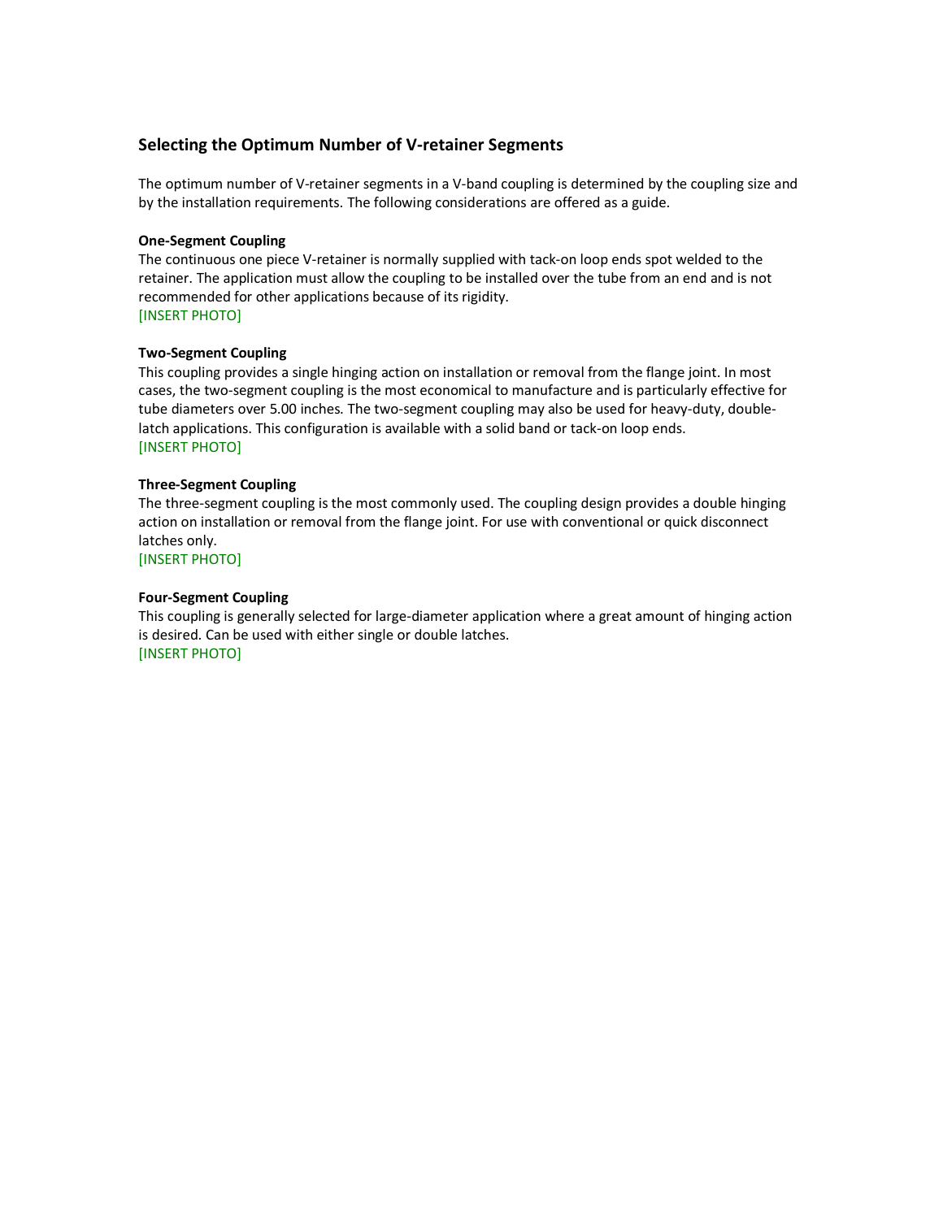## Selecting the Optimum Number of V-retainer Segments

The optimum number of V-retainer segments in a V-band coupling is determined by the coupling size and by the installation requirements. The following considerations are offered as a guide.

**One-Segment Coupling**
The continuous one piece V-retainer is normally supplied with tack-on loop ends spot welded to the retainer. The application must allow the coupling to be installed over the tube from an end and is not recommended for other applications because of its rigidity.
[INSERT PHOTO]

**Two-Segment Coupling**
This coupling provides a single hinging action on installation or removal from the flange joint. In most cases, the two-segment coupling is the most economical to manufacture and is particularly effective for tube diameters over 5.00 inches. The two-segment coupling may also be used for heavy-duty, double-latch applications. This configuration is available with a solid band or tack-on loop ends.
[INSERT PHOTO]

**Three-Segment Coupling**
The three-segment coupling is the most commonly used. The coupling design provides a double hinging action on installation or removal from the flange joint. For use with conventional or quick disconnect latches only.
[INSERT PHOTO]

**Four-Segment Coupling**
This coupling is generally selected for large-diameter application where a great amount of hinging action is desired. Can be used with either single or double latches.
[INSERT PHOTO]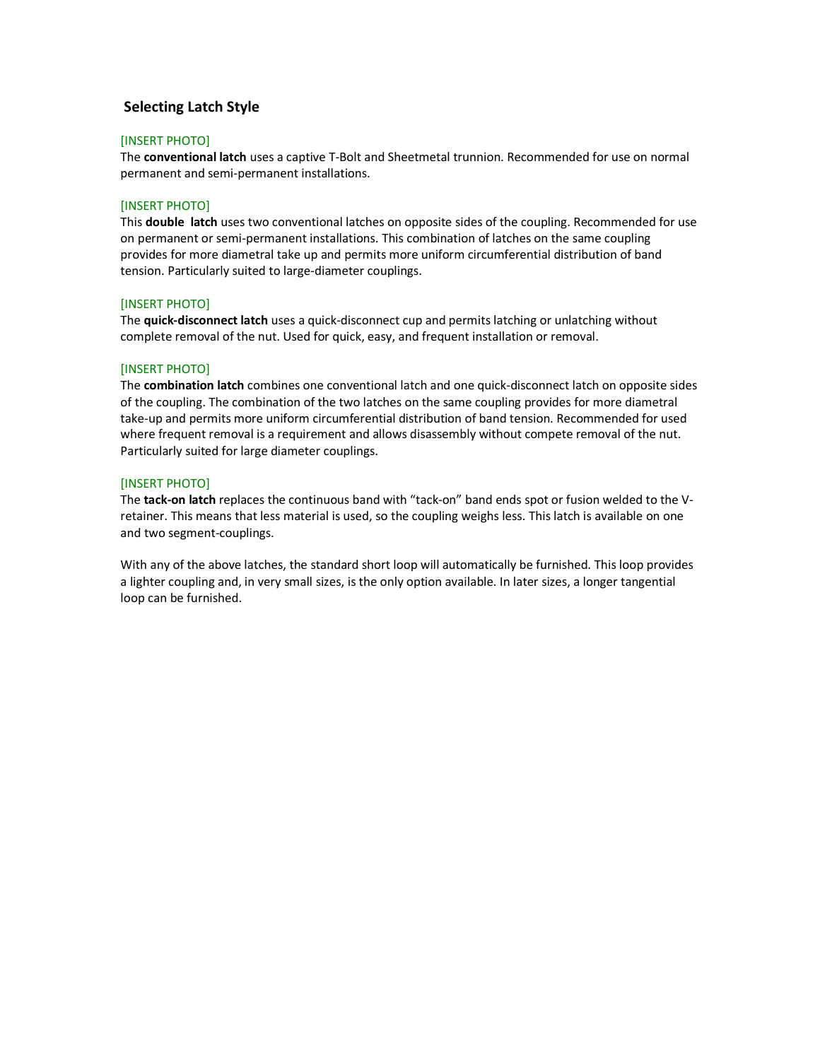## Selecting Latch Style

[INSERT PHOTO]
The **conventional latch** uses a captive T-Bolt and Sheetmetal trunnion. Recommended for use on normal permanent and semi-permanent installations.

[INSERT PHOTO]
This **double latch** uses two conventional latches on opposite sides of the coupling. Recommended for use on permanent or semi-permanent installations. This combination of latches on the same coupling provides for more diametral take up and permits more uniform circumferential distribution of band tension. Particularly suited to large-diameter couplings.

[INSERT PHOTO]
The **quick-disconnect latch** uses a quick-disconnect cup and permits latching or unlatching without complete removal of the nut. Used for quick, easy, and frequent installation or removal.

[INSERT PHOTO]
The **combination latch** combines one conventional latch and one quick-disconnect latch on opposite sides of the coupling. The combination of the two latches on the same coupling provides for more diametral take-up and permits more uniform circumferential distribution of band tension. Recommended for used where frequent removal is a requirement and allows disassembly without compete removal of the nut. Particularly suited for large diameter couplings.

[INSERT PHOTO]
The **tack-on latch** replaces the continuous band with "tack-on" band ends spot or fusion welded to the V-retainer. This means that less material is used, so the coupling weighs less. This latch is available on one and two segment-couplings.

With any of the above latches, the standard short loop will automatically be furnished. This loop provides a lighter coupling and, in very small sizes, is the only option available. In later sizes, a longer tangential loop can be furnished.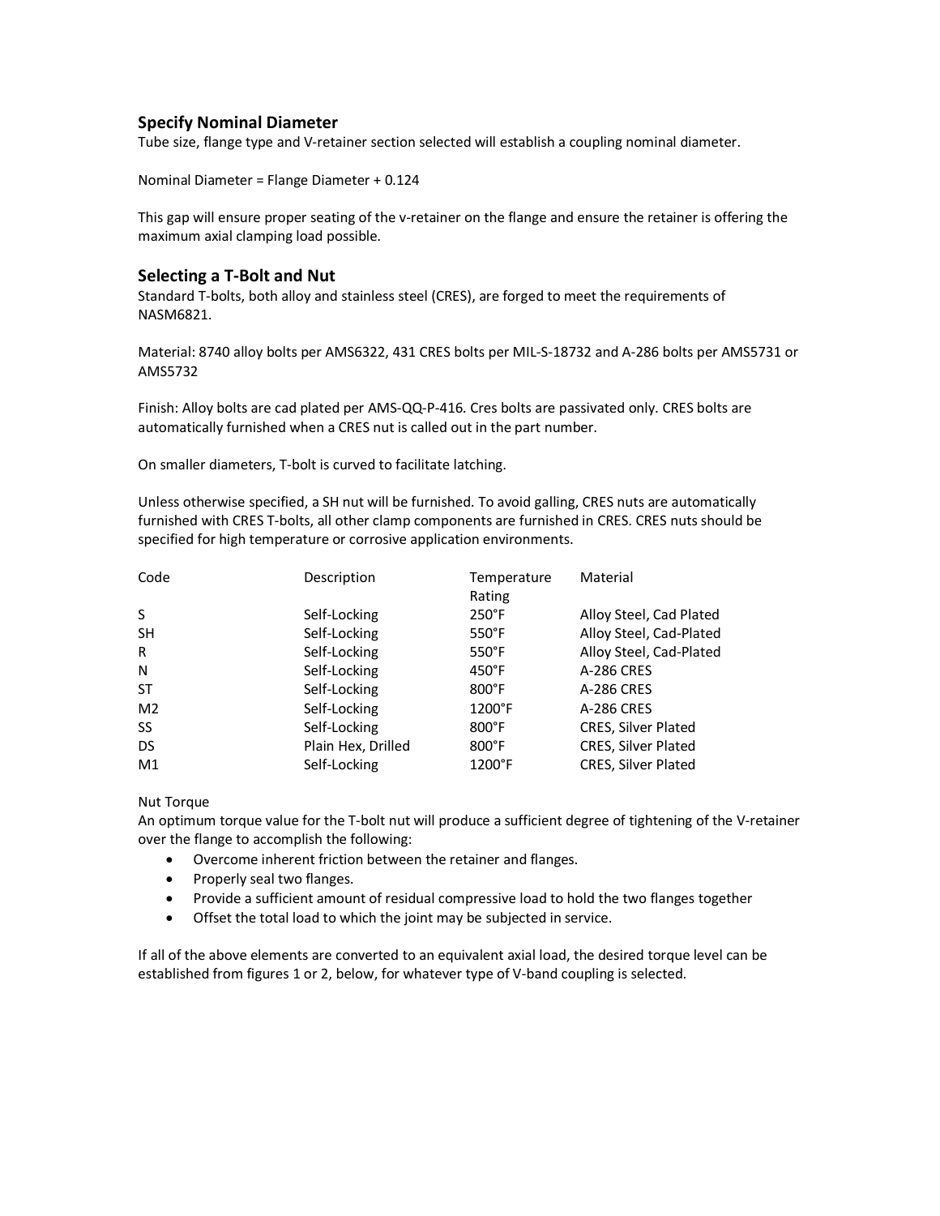## Specify Nominal Diameter

Tube size, flange type and V-retainer section selected will establish a coupling nominal diameter.

Nominal Diameter = Flange Diameter + 0.124

This gap will ensure proper seating of the v-retainer on the flange and ensure the retainer is offering the maximum axial clamping load possible.

## Selecting a T-Bolt and Nut

Standard T-bolts, both alloy and stainless steel (CRES), are forged to meet the requirements of NASM6821.

Material: 8740 alloy bolts per AMS6322, 431 CRES bolts per MIL-S-18732 and A-286 bolts per AMS5731 or AMS5732

Finish: Alloy bolts are cad plated per AMS-QQ-P-416. Cres bolts are passivated only. CRES bolts are automatically furnished when a CRES nut is called out in the part number.

On smaller diameters, T-bolt is curved to facilitate latching.

Unless otherwise specified, a SH nut will be furnished. To avoid galling, CRES nuts are automatically furnished with CRES T-bolts, all other clamp components are furnished in CRES. CRES nuts should be specified for high temperature or corrosive application environments.

| Code | Description | Temperature Rating | Material |
|---|---|---|---|
| S | Self-Locking | 250°F | Alloy Steel, Cad Plated |
| SH | Self-Locking | 550°F | Alloy Steel, Cad-Plated |
| R | Self-Locking | 550°F | Alloy Steel, Cad-Plated |
| N | Self-Locking | 450°F | A-286 CRES |
| ST | Self-Locking | 800°F | A-286 CRES |
| M2 | Self-Locking | 1200°F | A-286 CRES |
| SS | Self-Locking | 800°F | CRES, Silver Plated |
| DS | Plain Hex, Drilled | 800°F | CRES, Silver Plated |
| M1 | Self-Locking | 1200°F | CRES, Silver Plated |

Nut Torque

An optimum torque value for the T-bolt nut will produce a sufficient degree of tightening of the V-retainer over the flange to accomplish the following:

- Overcome inherent friction between the retainer and flanges.
- Properly seal two flanges.
- Provide a sufficient amount of residual compressive load to hold the two flanges together
- Offset the total load to which the joint may be subjected in service.

If all of the above elements are converted to an equivalent axial load, the desired torque level can be established from figures 1 or 2, below, for whatever type of V-band coupling is selected.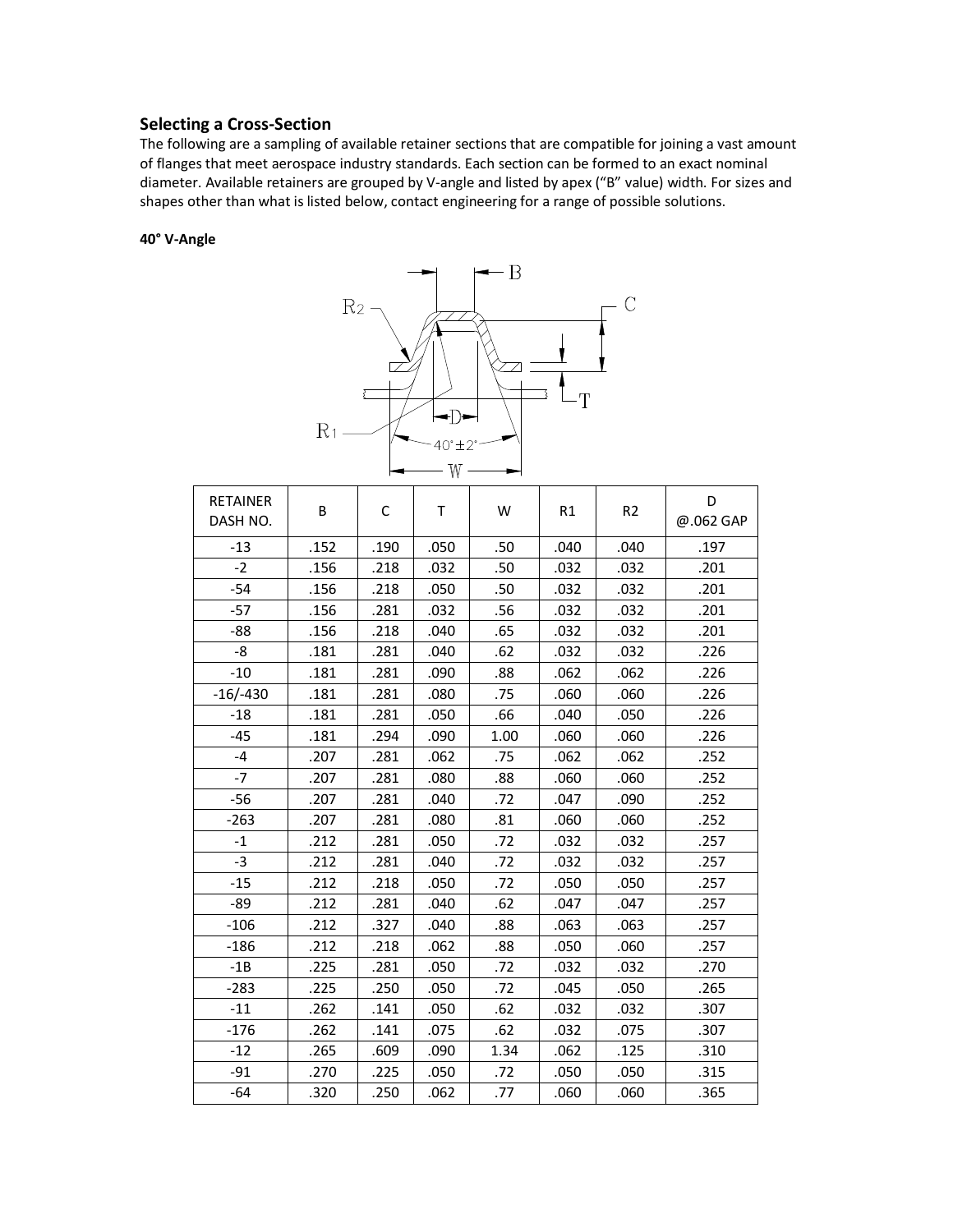## Selecting a Cross-Section

The following are a sampling of available retainer sections that are compatible for joining a vast amount of flanges that meet aerospace industry standards. Each section can be formed to an exact nominal diameter. Available retainers are grouped by V-angle and listed by apex ("B" value) width. For sizes and shapes other than what is listed below, contact engineering for a range of possible solutions.

**40° V-Angle**

| RETAINER DASH NO. | B | C | T | W | R1 | R2 | D @.062 GAP |
|---|---|---|---|---|---|---|---|
| -13 | .152 | .190 | .050 | .50 | .040 | .040 | .197 |
| -2 | .156 | .218 | .032 | .50 | .032 | .032 | .201 |
| -54 | .156 | .218 | .050 | .50 | .032 | .032 | .201 |
| -57 | .156 | .281 | .032 | .56 | .032 | .032 | .201 |
| -88 | .156 | .218 | .040 | .65 | .032 | .032 | .201 |
| -8 | .181 | .281 | .040 | .62 | .032 | .032 | .226 |
| -10 | .181 | .281 | .090 | .88 | .062 | .062 | .226 |
| -16/-430 | .181 | .281 | .080 | .75 | .060 | .060 | .226 |
| -18 | .181 | .281 | .050 | .66 | .040 | .050 | .226 |
| -45 | .181 | .294 | .090 | 1.00 | .060 | .060 | .226 |
| -4 | .207 | .281 | .062 | .75 | .062 | .062 | .252 |
| -7 | .207 | .281 | .080 | .88 | .060 | .060 | .252 |
| -56 | .207 | .281 | .040 | .72 | .047 | .090 | .252 |
| -263 | .207 | .281 | .080 | .81 | .060 | .060 | .252 |
| -1 | .212 | .281 | .050 | .72 | .032 | .032 | .257 |
| -3 | .212 | .281 | .040 | .72 | .032 | .032 | .257 |
| -15 | .212 | .218 | .050 | .72 | .050 | .050 | .257 |
| -89 | .212 | .281 | .040 | .62 | .047 | .047 | .257 |
| -106 | .212 | .327 | .040 | .88 | .063 | .063 | .257 |
| -186 | .212 | .218 | .062 | .88 | .050 | .060 | .257 |
| -1B | .225 | .281 | .050 | .72 | .032 | .032 | .270 |
| -283 | .225 | .250 | .050 | .72 | .045 | .050 | .265 |
| -11 | .262 | .141 | .050 | .62 | .032 | .032 | .307 |
| -176 | .262 | .141 | .075 | .62 | .032 | .075 | .307 |
| -12 | .265 | .609 | .090 | 1.34 | .062 | .125 | .310 |
| -91 | .270 | .225 | .050 | .72 | .050 | .050 | .315 |
| -64 | .320 | .250 | .062 | .77 | .060 | .060 | .365 |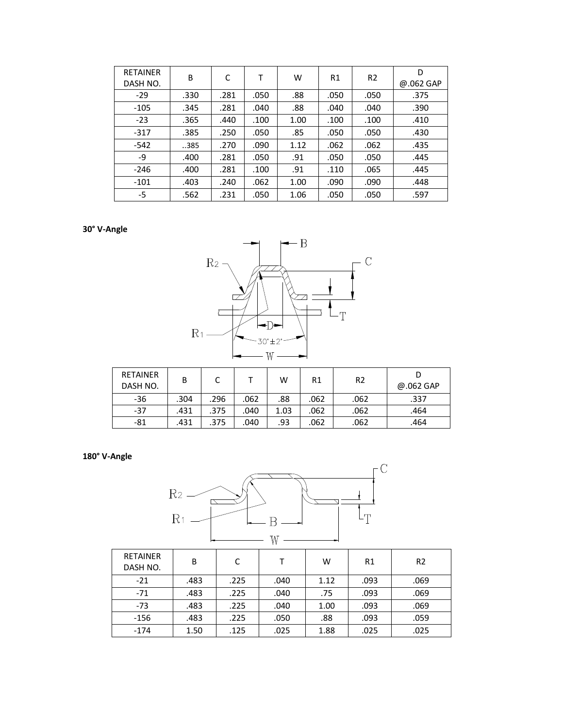| RETAINER DASH NO. | B | C | T | W | R1 | R2 | D @.062 GAP |
|---|---|---|---|---|---|---|---|
| -29 | .330 | .281 | .050 | .88 | .050 | .050 | .375 |
| -105 | .345 | .281 | .040 | .88 | .040 | .040 | .390 |
| -23 | .365 | .440 | .100 | 1.00 | .100 | .100 | .410 |
| -317 | .385 | .250 | .050 | .85 | .050 | .050 | .430 |
| -542 | ..385 | .270 | .090 | 1.12 | .062 | .062 | .435 |
| -9 | .400 | .281 | .050 | .91 | .050 | .050 | .445 |
| -246 | .400 | .281 | .100 | .91 | .110 | .065 | .445 |
| -101 | .403 | .240 | .062 | 1.00 | .090 | .090 | .448 |
| -5 | .562 | .231 | .050 | 1.06 | .050 | .050 | .597 |

**30° V-Angle**

B
C
R2
T
D
R1
30° ± 2°
W

| RETAINER DASH NO. | B | C | T | W | R1 | R2 | D @.062 GAP |
|---|---|---|---|---|---|---|---|
| -36 | .304 | .296 | .062 | .88 | .062 | .062 | .337 |
| -37 | .431 | .375 | .040 | 1.03 | .062 | .062 | .464 |
| -81 | .431 | .375 | .040 | .93 | .062 | .062 | .464 |

**180° V-Angle**

C
R2
R1
B
T
W

| RETAINER DASH NO. | B | C | T | W | R1 | R2 |
|---|---|---|---|---|---|---|
| -21 | .483 | .225 | .040 | 1.12 | .093 | .069 |
| -71 | .483 | .225 | .040 | .75 | .093 | .069 |
| -73 | .483 | .225 | .040 | 1.00 | .093 | .069 |
| -156 | .483 | .225 | .050 | .88 | .093 | .059 |
| -174 | 1.50 | .125 | .025 | 1.88 | .025 | .025 |